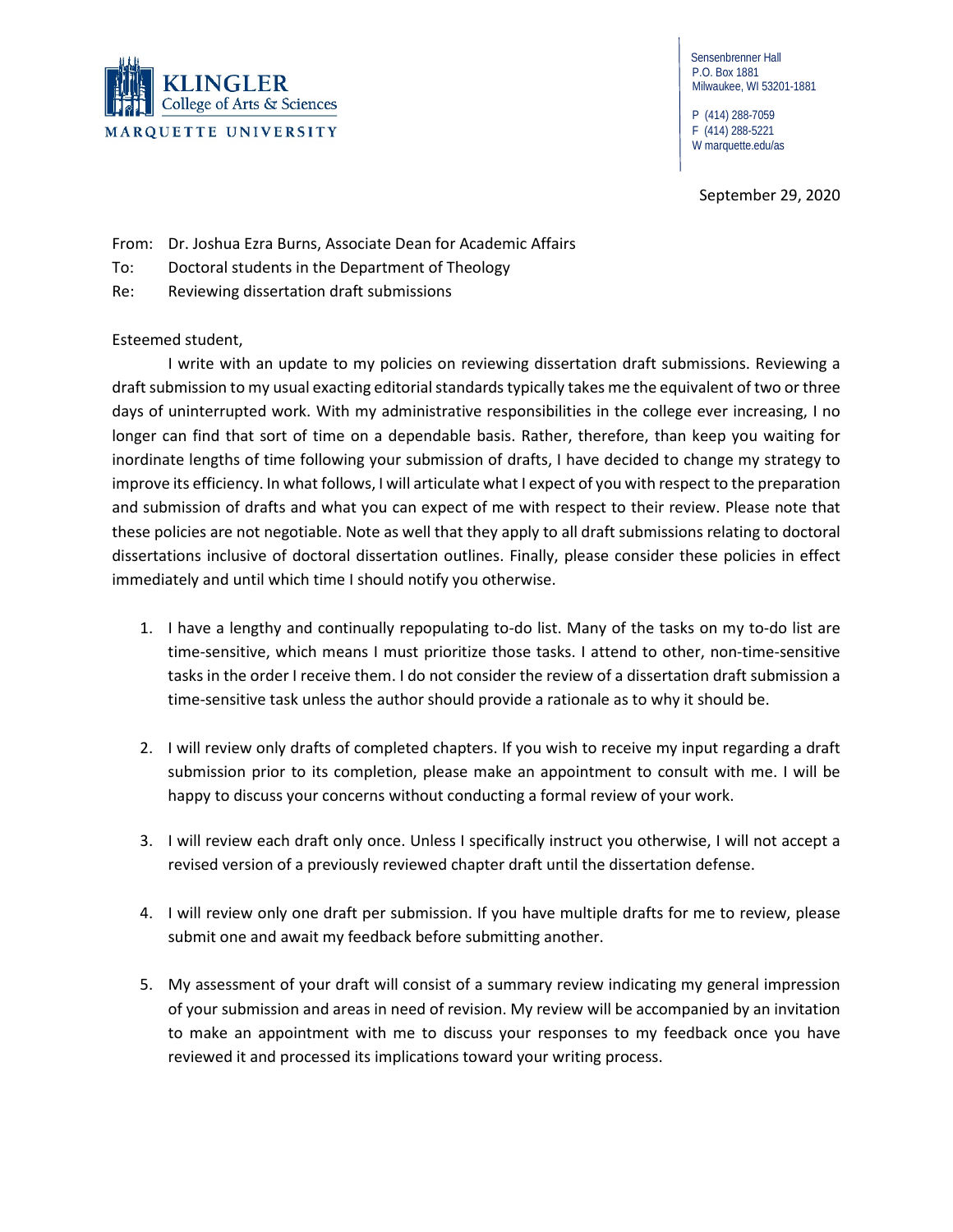KLINGLER
College of Arts & Sciences
MARQUETTE UNIVERSITY

Sensenbrenner Hall
P.O. Box 1881
Milwaukee, WI 53201-1881

P (414) 288-7059
F (414) 288-5221
W marquette.edu/as

September 29, 2020

From: Dr. Joshua Ezra Burns, Associate Dean for Academic Affairs
To: Doctoral students in the Department of Theology
Re: Reviewing dissertation draft submissions

Esteemed student,

I write with an update to my policies on reviewing dissertation draft submissions. Reviewing a draft submission to my usual exacting editorial standards typically takes me the equivalent of two or three days of uninterrupted work. With my administrative responsibilities in the college ever increasing, I no longer can find that sort of time on a dependable basis. Rather, therefore, than keep you waiting for inordinate lengths of time following your submission of drafts, I have decided to change my strategy to improve its efficiency. In what follows, I will articulate what I expect of you with respect to the preparation and submission of drafts and what you can expect of me with respect to their review. Please note that these policies are not negotiable. Note as well that they apply to all draft submissions relating to doctoral dissertations inclusive of doctoral dissertation outlines. Finally, please consider these policies in effect immediately and until which time I should notify you otherwise.

1. I have a lengthy and continually repopulating to-do list. Many of the tasks on my to-do list are time-sensitive, which means I must prioritize those tasks. I attend to other, non-time-sensitive tasks in the order I receive them. I do not consider the review of a dissertation draft submission a time-sensitive task unless the author should provide a rationale as to why it should be.

2. I will review only drafts of completed chapters. If you wish to receive my input regarding a draft submission prior to its completion, please make an appointment to consult with me. I will be happy to discuss your concerns without conducting a formal review of your work.

3. I will review each draft only once. Unless I specifically instruct you otherwise, I will not accept a revised version of a previously reviewed chapter draft until the dissertation defense.

4. I will review only one draft per submission. If you have multiple drafts for me to review, please submit one and await my feedback before submitting another.

5. My assessment of your draft will consist of a summary review indicating my general impression of your submission and areas in need of revision. My review will be accompanied by an invitation to make an appointment with me to discuss your responses to my feedback once you have reviewed it and processed its implications toward your writing process.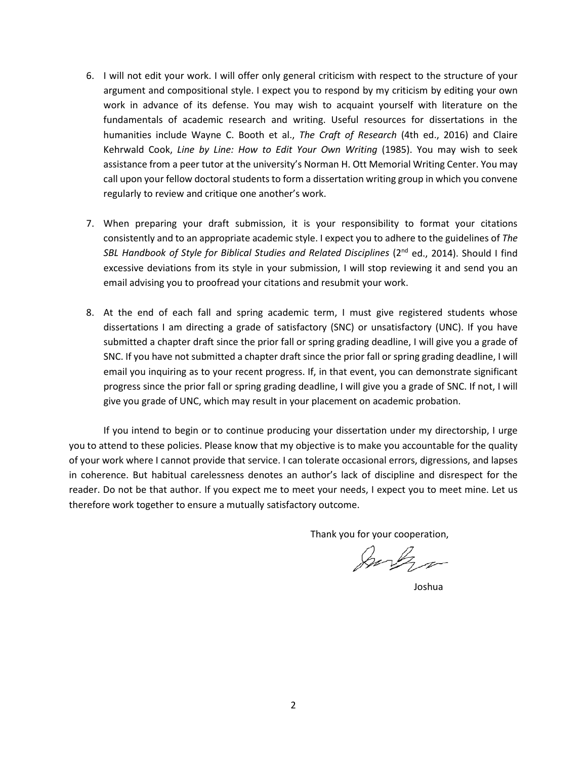6. I will not edit your work. I will offer only general criticism with respect to the structure of your argument and compositional style. I expect you to respond by my criticism by editing your own work in advance of its defense. You may wish to acquaint yourself with literature on the fundamentals of academic research and writing. Useful resources for dissertations in the humanities include Wayne C. Booth et al., *The Craft of Research* (4th ed., 2016) and Claire Kehrwald Cook, *Line by Line: How to Edit Your Own Writing* (1985). You may wish to seek assistance from a peer tutor at the university's Norman H. Ott Memorial Writing Center. You may call upon your fellow doctoral students to form a dissertation writing group in which you convene regularly to review and critique one another's work.

7. When preparing your draft submission, it is your responsibility to format your citations consistently and to an appropriate academic style. I expect you to adhere to the guidelines of *The SBL Handbook of Style for Biblical Studies and Related Disciplines* (2nd ed., 2014). Should I find excessive deviations from its style in your submission, I will stop reviewing it and send you an email advising you to proofread your citations and resubmit your work.

8. At the end of each fall and spring academic term, I must give registered students whose dissertations I am directing a grade of satisfactory (SNC) or unsatisfactory (UNC). If you have submitted a chapter draft since the prior fall or spring grading deadline, I will give you a grade of SNC. If you have not submitted a chapter draft since the prior fall or spring grading deadline, I will email you inquiring as to your recent progress. If, in that event, you can demonstrate significant progress since the prior fall or spring grading deadline, I will give you a grade of SNC. If not, I will give you grade of UNC, which may result in your placement on academic probation.

If you intend to begin or to continue producing your dissertation under my directorship, I urge you to attend to these policies. Please know that my objective is to make you accountable for the quality of your work where I cannot provide that service. I can tolerate occasional errors, digressions, and lapses in coherence. But habitual carelessness denotes an author's lack of discipline and disrespect for the reader. Do not be that author. If you expect me to meet your needs, I expect you to meet mine. Let us therefore work together to ensure a mutually satisfactory outcome.

Thank you for your cooperation,

Joshua